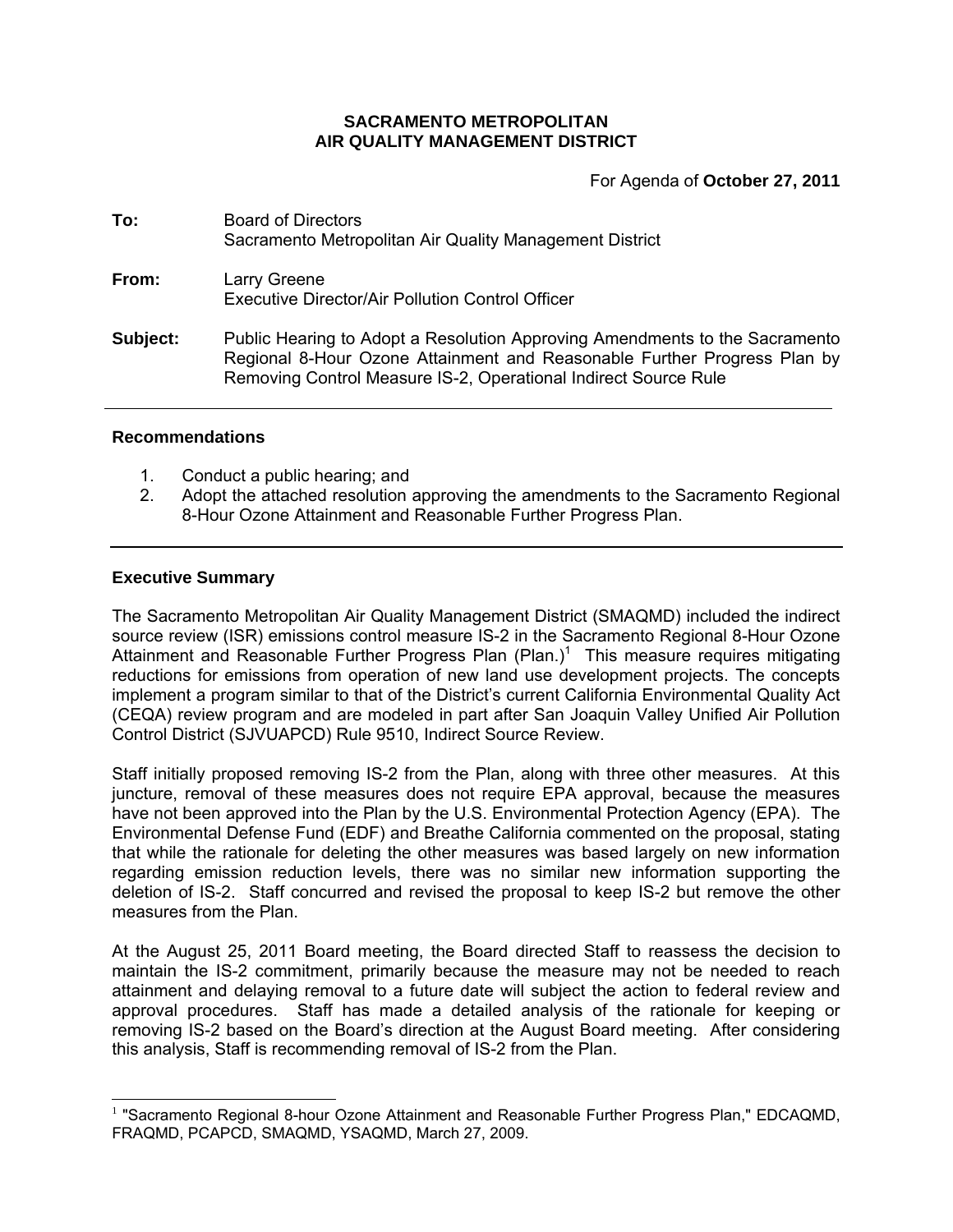**SACRAMENTO METROPOLITAN**
**AIR QUALITY MANAGEMENT DISTRICT**

For Agenda of **October 27, 2011**

**To:** Board of Directors
Sacramento Metropolitan Air Quality Management District

**From:** Larry Greene
Executive Director/Air Pollution Control Officer

**Subject:** Public Hearing to Adopt a Resolution Approving Amendments to the Sacramento Regional 8-Hour Ozone Attainment and Reasonable Further Progress Plan by Removing Control Measure IS-2, Operational Indirect Source Rule

---

### Recommendations

1. Conduct a public hearing; and
2. Adopt the attached resolution approving the amendments to the Sacramento Regional 8-Hour Ozone Attainment and Reasonable Further Progress Plan.

---

### Executive Summary

The Sacramento Metropolitan Air Quality Management District (SMAQMD) included the indirect source review (ISR) emissions control measure IS-2 in the Sacramento Regional 8-Hour Ozone Attainment and Reasonable Further Progress Plan (Plan.)[1] This measure requires mitigating reductions for emissions from operation of new land use development projects. The concepts implement a program similar to that of the District's current California Environmental Quality Act (CEQA) review program and are modeled in part after San Joaquin Valley Unified Air Pollution Control District (SJVUAPCD) Rule 9510, Indirect Source Review.

Staff initially proposed removing IS-2 from the Plan, along with three other measures. At this juncture, removal of these measures does not require EPA approval, because the measures have not been approved into the Plan by the U.S. Environmental Protection Agency (EPA). The Environmental Defense Fund (EDF) and Breathe California commented on the proposal, stating that while the rationale for deleting the other measures was based largely on new information regarding emission reduction levels, there was no similar new information supporting the deletion of IS-2. Staff concurred and revised the proposal to keep IS-2 but remove the other measures from the Plan.

At the August 25, 2011 Board meeting, the Board directed Staff to reassess the decision to maintain the IS-2 commitment, primarily because the measure may not be needed to reach attainment and delaying removal to a future date will subject the action to federal review and approval procedures. Staff has made a detailed analysis of the rationale for keeping or removing IS-2 based on the Board's direction at the August Board meeting. After considering this analysis, Staff is recommending removal of IS-2 from the Plan.

---

[1] "Sacramento Regional 8-hour Ozone Attainment and Reasonable Further Progress Plan," EDCAQMD, FRAQMD, PCAPCD, SMAQMD, YSAQMD, March 27, 2009.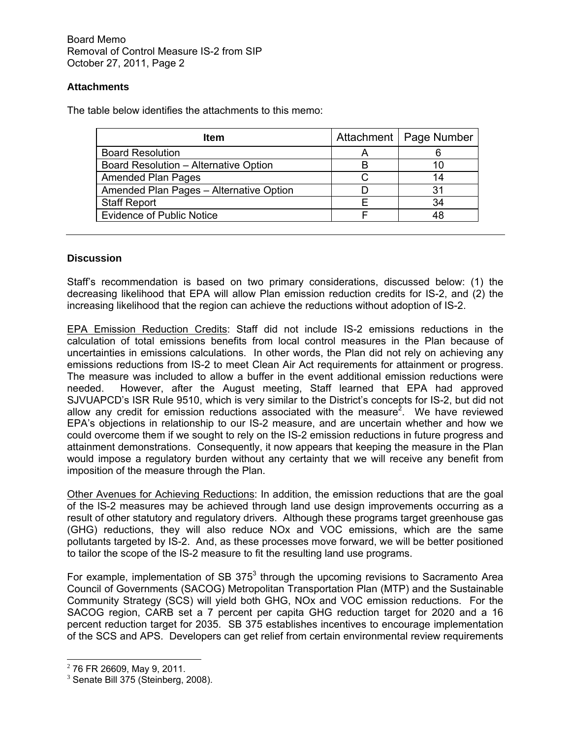### Attachments

The table below identifies the attachments to this memo:

| Item | Attachment | Page Number |
|---|---|---|
| Board Resolution | A | 6 |
| Board Resolution – Alternative Option | B | 10 |
| Amended Plan Pages | C | 14 |
| Amended Plan Pages – Alternative Option | D | 31 |
| Staff Report | E | 34 |
| Evidence of Public Notice | F | 48 |

---

### Discussion

Staff's recommendation is based on two primary considerations, discussed below: (1) the decreasing likelihood that EPA will allow Plan emission reduction credits for IS-2, and (2) the increasing likelihood that the region can achieve the reductions without adoption of IS-2.

EPA Emission Reduction Credits: Staff did not include IS-2 emissions reductions in the calculation of total emissions benefits from local control measures in the Plan because of uncertainties in emissions calculations. In other words, the Plan did not rely on achieving any emissions reductions from IS-2 to meet Clean Air Act requirements for attainment or progress. The measure was included to allow a buffer in the event additional emission reductions were needed. However, after the August meeting, Staff learned that EPA had approved SJVUAPCD's ISR Rule 9510, which is very similar to the District's concepts for IS-2, but did not allow any credit for emission reductions associated with the measure[2]. We have reviewed EPA's objections in relationship to our IS-2 measure, and are uncertain whether and how we could overcome them if we sought to rely on the IS-2 emission reductions in future progress and attainment demonstrations. Consequently, it now appears that keeping the measure in the Plan would impose a regulatory burden without any certainty that we will receive any benefit from imposition of the measure through the Plan.

Other Avenues for Achieving Reductions: In addition, the emission reductions that are the goal of the IS-2 measures may be achieved through land use design improvements occurring as a result of other statutory and regulatory drivers. Although these programs target greenhouse gas (GHG) reductions, they will also reduce NOx and VOC emissions, which are the same pollutants targeted by IS-2. And, as these processes move forward, we will be better positioned to tailor the scope of the IS-2 measure to fit the resulting land use programs.

For example, implementation of SB 375[3] through the upcoming revisions to Sacramento Area Council of Governments (SACOG) Metropolitan Transportation Plan (MTP) and the Sustainable Community Strategy (SCS) will yield both GHG, NOx and VOC emission reductions. For the SACOG region, CARB set a 7 percent per capita GHG reduction target for 2020 and a 16 percent reduction target for 2035. SB 375 establishes incentives to encourage implementation of the SCS and APS. Developers can get relief from certain environmental review requirements

---

[2] 76 FR 26609, May 9, 2011.

[3] Senate Bill 375 (Steinberg, 2008).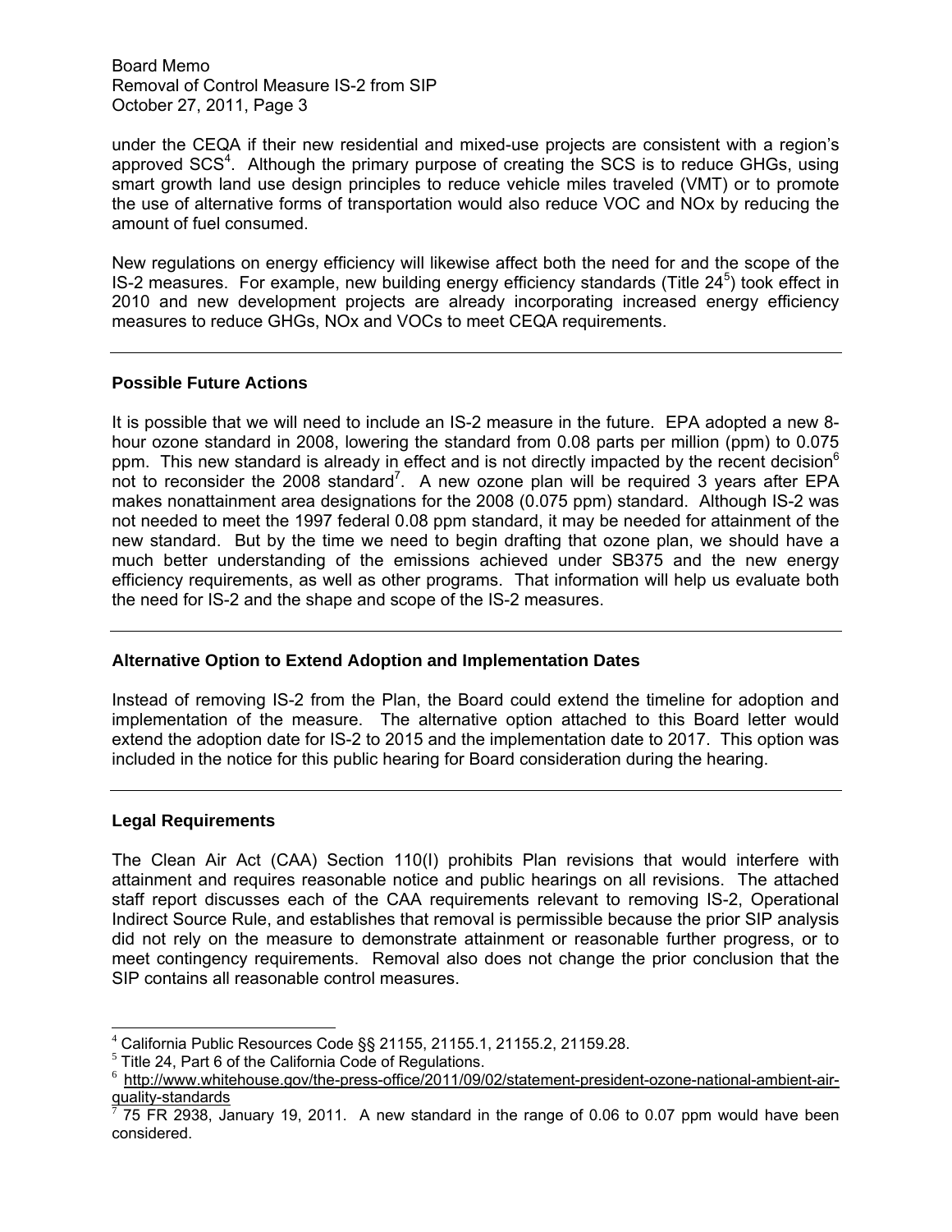under the CEQA if their new residential and mixed-use projects are consistent with a region's approved SCS[4]. Although the primary purpose of creating the SCS is to reduce GHGs, using smart growth land use design principles to reduce vehicle miles traveled (VMT) or to promote the use of alternative forms of transportation would also reduce VOC and NOx by reducing the amount of fuel consumed.

New regulations on energy efficiency will likewise affect both the need for and the scope of the IS-2 measures. For example, new building energy efficiency standards (Title 24[5]) took effect in 2010 and new development projects are already incorporating increased energy efficiency measures to reduce GHGs, NOx and VOCs to meet CEQA requirements.

---

### Possible Future Actions

It is possible that we will need to include an IS-2 measure in the future. EPA adopted a new 8-hour ozone standard in 2008, lowering the standard from 0.08 parts per million (ppm) to 0.075 ppm. This new standard is already in effect and is not directly impacted by the recent decision[6] not to reconsider the 2008 standard[7]. A new ozone plan will be required 3 years after EPA makes nonattainment area designations for the 2008 (0.075 ppm) standard. Although IS-2 was not needed to meet the 1997 federal 0.08 ppm standard, it may be needed for attainment of the new standard. But by the time we need to begin drafting that ozone plan, we should have a much better understanding of the emissions achieved under SB375 and the new energy efficiency requirements, as well as other programs. That information will help us evaluate both the need for IS-2 and the shape and scope of the IS-2 measures.

---

### Alternative Option to Extend Adoption and Implementation Dates

Instead of removing IS-2 from the Plan, the Board could extend the timeline for adoption and implementation of the measure. The alternative option attached to this Board letter would extend the adoption date for IS-2 to 2015 and the implementation date to 2017. This option was included in the notice for this public hearing for Board consideration during the hearing.

---

### Legal Requirements

The Clean Air Act (CAA) Section 110(I) prohibits Plan revisions that would interfere with attainment and requires reasonable notice and public hearings on all revisions. The attached staff report discusses each of the CAA requirements relevant to removing IS-2, Operational Indirect Source Rule, and establishes that removal is permissible because the prior SIP analysis did not rely on the measure to demonstrate attainment or reasonable further progress, or to meet contingency requirements. Removal also does not change the prior conclusion that the SIP contains all reasonable control measures.

---

[4] California Public Resources Code §§ 21155, 21155.1, 21155.2, 21159.28.

[5] Title 24, Part 6 of the California Code of Regulations.

[6] http://www.whitehouse.gov/the-press-office/2011/09/02/statement-president-ozone-national-ambient-air-quality-standards

[7] 75 FR 2938, January 19, 2011. A new standard in the range of 0.06 to 0.07 ppm would have been considered.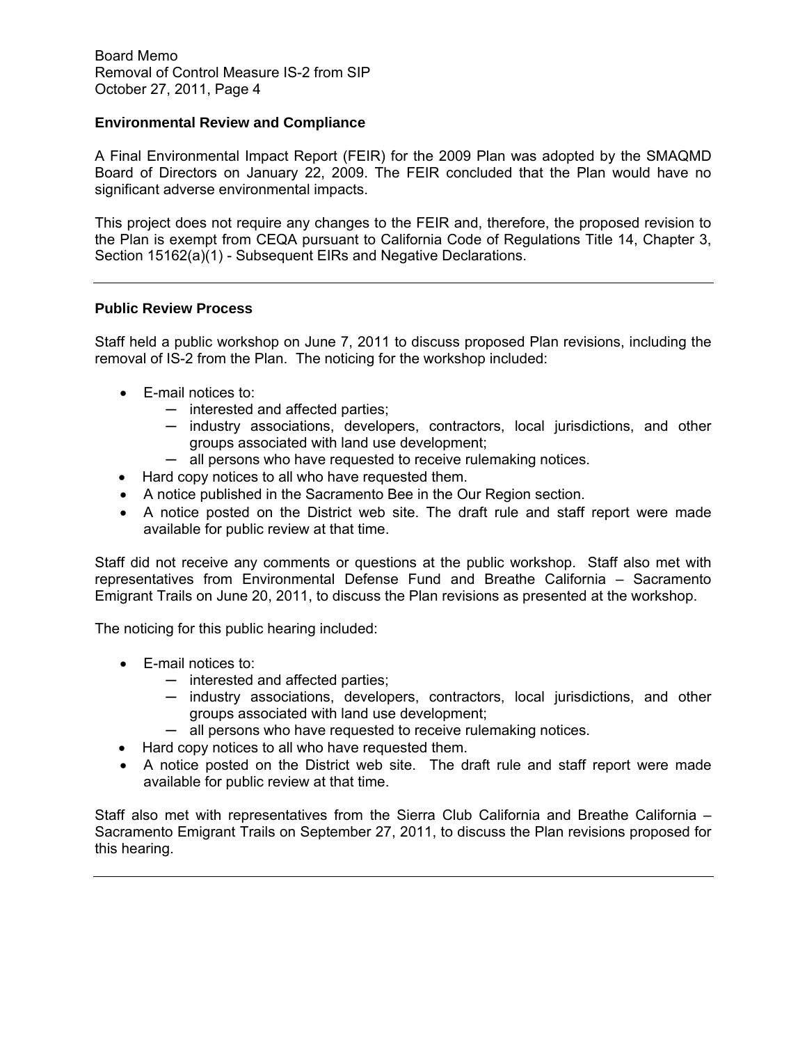### Environmental Review and Compliance

A Final Environmental Impact Report (FEIR) for the 2009 Plan was adopted by the SMAQMD Board of Directors on January 22, 2009. The FEIR concluded that the Plan would have no significant adverse environmental impacts.

This project does not require any changes to the FEIR and, therefore, the proposed revision to the Plan is exempt from CEQA pursuant to California Code of Regulations Title 14, Chapter 3, Section 15162(a)(1) - Subsequent EIRs and Negative Declarations.

---

### Public Review Process

Staff held a public workshop on June 7, 2011 to discuss proposed Plan revisions, including the removal of IS-2 from the Plan. The noticing for the workshop included:

- E-mail notices to:
  - interested and affected parties;
  - industry associations, developers, contractors, local jurisdictions, and other groups associated with land use development;
  - all persons who have requested to receive rulemaking notices.
- Hard copy notices to all who have requested them.
- A notice published in the Sacramento Bee in the Our Region section.
- A notice posted on the District web site. The draft rule and staff report were made available for public review at that time.

Staff did not receive any comments or questions at the public workshop. Staff also met with representatives from Environmental Defense Fund and Breathe California – Sacramento Emigrant Trails on June 20, 2011, to discuss the Plan revisions as presented at the workshop.

The noticing for this public hearing included:

- E-mail notices to:
  - interested and affected parties;
  - industry associations, developers, contractors, local jurisdictions, and other groups associated with land use development;
  - all persons who have requested to receive rulemaking notices.
- Hard copy notices to all who have requested them.
- A notice posted on the District web site. The draft rule and staff report were made available for public review at that time.

Staff also met with representatives from the Sierra Club California and Breathe California – Sacramento Emigrant Trails on September 27, 2011, to discuss the Plan revisions proposed for this hearing.

---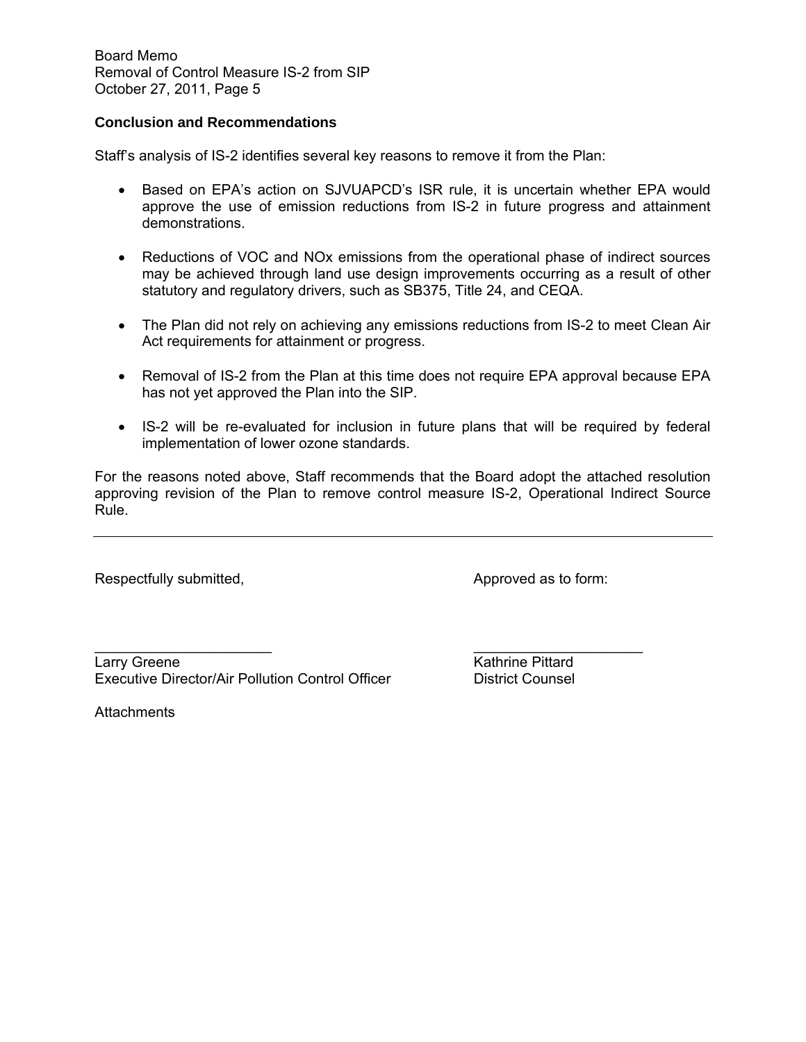## Conclusion and Recommendations

Staff's analysis of IS-2 identifies several key reasons to remove it from the Plan:

- Based on EPA's action on SJVUAPCD's ISR rule, it is uncertain whether EPA would approve the use of emission reductions from IS-2 in future progress and attainment demonstrations.
- Reductions of VOC and NOx emissions from the operational phase of indirect sources may be achieved through land use design improvements occurring as a result of other statutory and regulatory drivers, such as SB375, Title 24, and CEQA.
- The Plan did not rely on achieving any emissions reductions from IS-2 to meet Clean Air Act requirements for attainment or progress.
- Removal of IS-2 from the Plan at this time does not require EPA approval because EPA has not yet approved the Plan into the SIP.
- IS-2 will be re-evaluated for inclusion in future plans that will be required by federal implementation of lower ozone standards.

For the reasons noted above, Staff recommends that the Board adopt the attached resolution approving revision of the Plan to remove control measure IS-2, Operational Indirect Source Rule.

---

Respectfully submitted,

\_\_\_\_\_\_\_\_\_\_\_\_\_\_\_\_\_\_\_\_\_\_
Larry Greene
Executive Director/Air Pollution Control Officer

Approved as to form:

\_\_\_\_\_\_\_\_\_\_\_\_\_\_\_\_\_\_\_\_\_\_
Kathrine Pittard
District Counsel

Attachments